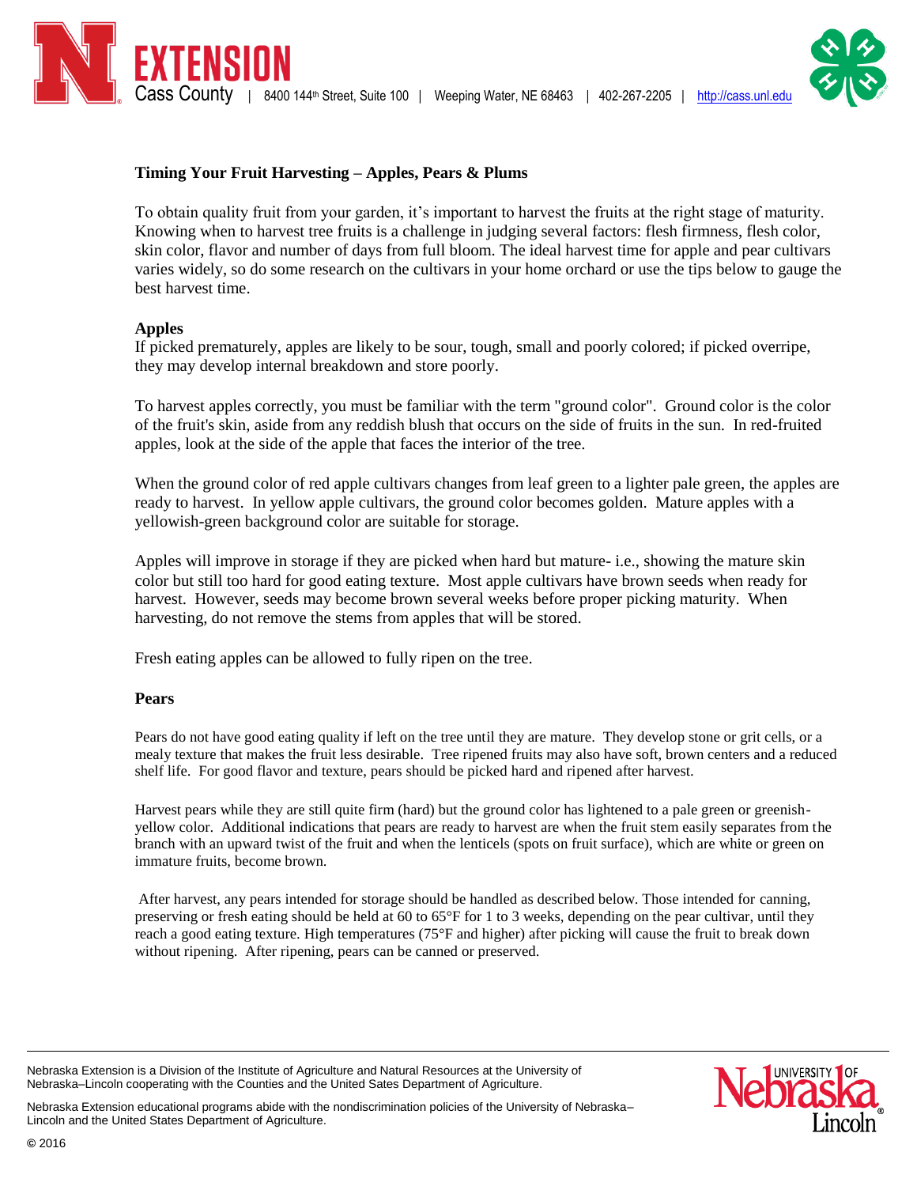# Timing Your Fruit Harvesting – Apples, Pears & Plums

To obtain quality fruit from your garden, it's important to harvest the fruits at the right stage of maturity. Knowing when to harvest tree fruits is a challenge in judging several factors: flesh firmness, flesh color, skin color, flavor and number of days from full bloom. The ideal harvest time for apple and pear cultivars varies widely, so do some research on the cultivars in your home orchard or use the tips below to gauge the best harvest time.

## Apples

If picked prematurely, apples are likely to be sour, tough, small and poorly colored; if picked overripe, they may develop internal breakdown and store poorly.

To harvest apples correctly, you must be familiar with the term "ground color". Ground color is the color of the fruit's skin, aside from any reddish blush that occurs on the side of fruits in the sun. In red-fruited apples, look at the side of the apple that faces the interior of the tree.

When the ground color of red apple cultivars changes from leaf green to a lighter pale green, the apples are ready to harvest. In yellow apple cultivars, the ground color becomes golden. Mature apples with a yellowish-green background color are suitable for storage.

Apples will improve in storage if they are picked when hard but mature- i.e., showing the mature skin color but still too hard for good eating texture. Most apple cultivars have brown seeds when ready for harvest. However, seeds may become brown several weeks before proper picking maturity. When harvesting, do not remove the stems from apples that will be stored.

Fresh eating apples can be allowed to fully ripen on the tree.

## Pears

Pears do not have good eating quality if left on the tree until they are mature. They develop stone or grit cells, or a mealy texture that makes the fruit less desirable. Tree ripened fruits may also have soft, brown centers and a reduced shelf life. For good flavor and texture, pears should be picked hard and ripened after harvest.

Harvest pears while they are still quite firm (hard) but the ground color has lightened to a pale green or greenish-yellow color. Additional indications that pears are ready to harvest are when the fruit stem easily separates from the branch with an upward twist of the fruit and when the lenticels (spots on fruit surface), which are white or green on immature fruits, become brown.

After harvest, any pears intended for storage should be handled as described below. Those intended for canning, preserving or fresh eating should be held at 60 to 65°F for 1 to 3 weeks, depending on the pear cultivar, until they reach a good eating texture. High temperatures (75°F and higher) after picking will cause the fruit to break down without ripening. After ripening, pears can be canned or preserved.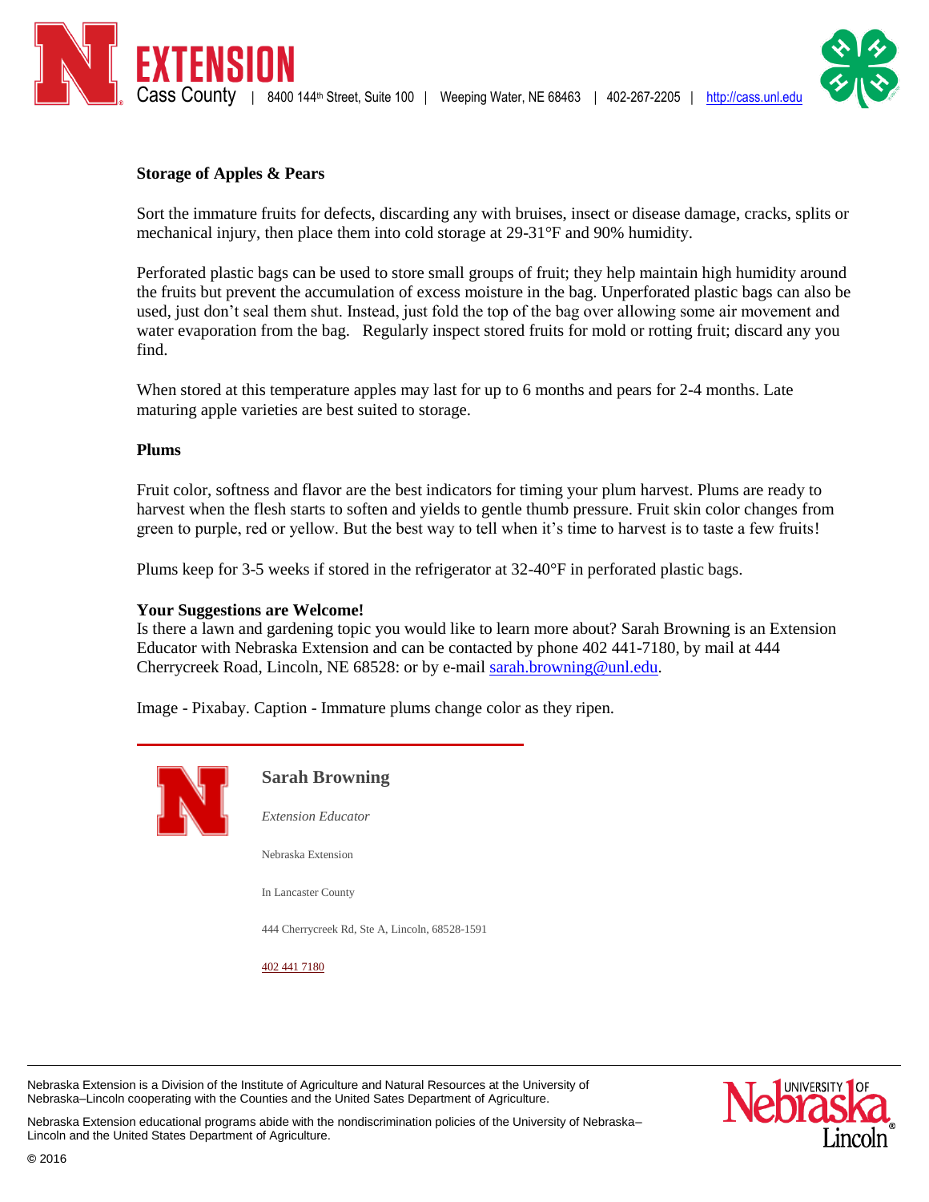**Storage of Apples & Pears**

Sort the immature fruits for defects, discarding any with bruises, insect or disease damage, cracks, splits or mechanical injury, then place them into cold storage at 29-31°F and 90% humidity.

Perforated plastic bags can be used to store small groups of fruit; they help maintain high humidity around the fruits but prevent the accumulation of excess moisture in the bag. Unperforated plastic bags can also be used, just don't seal them shut. Instead, just fold the top of the bag over allowing some air movement and water evaporation from the bag. Regularly inspect stored fruits for mold or rotting fruit; discard any you find.

When stored at this temperature apples may last for up to 6 months and pears for 2-4 months. Late maturing apple varieties are best suited to storage.

**Plums**

Fruit color, softness and flavor are the best indicators for timing your plum harvest. Plums are ready to harvest when the flesh starts to soften and yields to gentle thumb pressure. Fruit skin color changes from green to purple, red or yellow. But the best way to tell when it's time to harvest is to taste a few fruits!

Plums keep for 3-5 weeks if stored in the refrigerator at 32-40°F in perforated plastic bags.

**Your Suggestions are Welcome!**
Is there a lawn and gardening topic you would like to learn more about? Sarah Browning is an Extension Educator with Nebraska Extension and can be contacted by phone 402 441-7180, by mail at 444 Cherrycreek Road, Lincoln, NE 68528: or by e-mail sarah.browning@unl.edu.

Image - Pixabay. Caption - Immature plums change color as they ripen.

**Sarah Browning**

*Extension Educator*

Nebraska Extension

In Lancaster County

444 Cherrycreek Rd, Ste A, Lincoln, 68528-1591

402 441 7180

Nebraska Extension is a Division of the Institute of Agriculture and Natural Resources at the University of Nebraska–Lincoln cooperating with the Counties and the United Sates Department of Agriculture.

Nebraska Extension educational programs abide with the nondiscrimination policies of the University of Nebraska–Lincoln and the United States Department of Agriculture.

© 2016